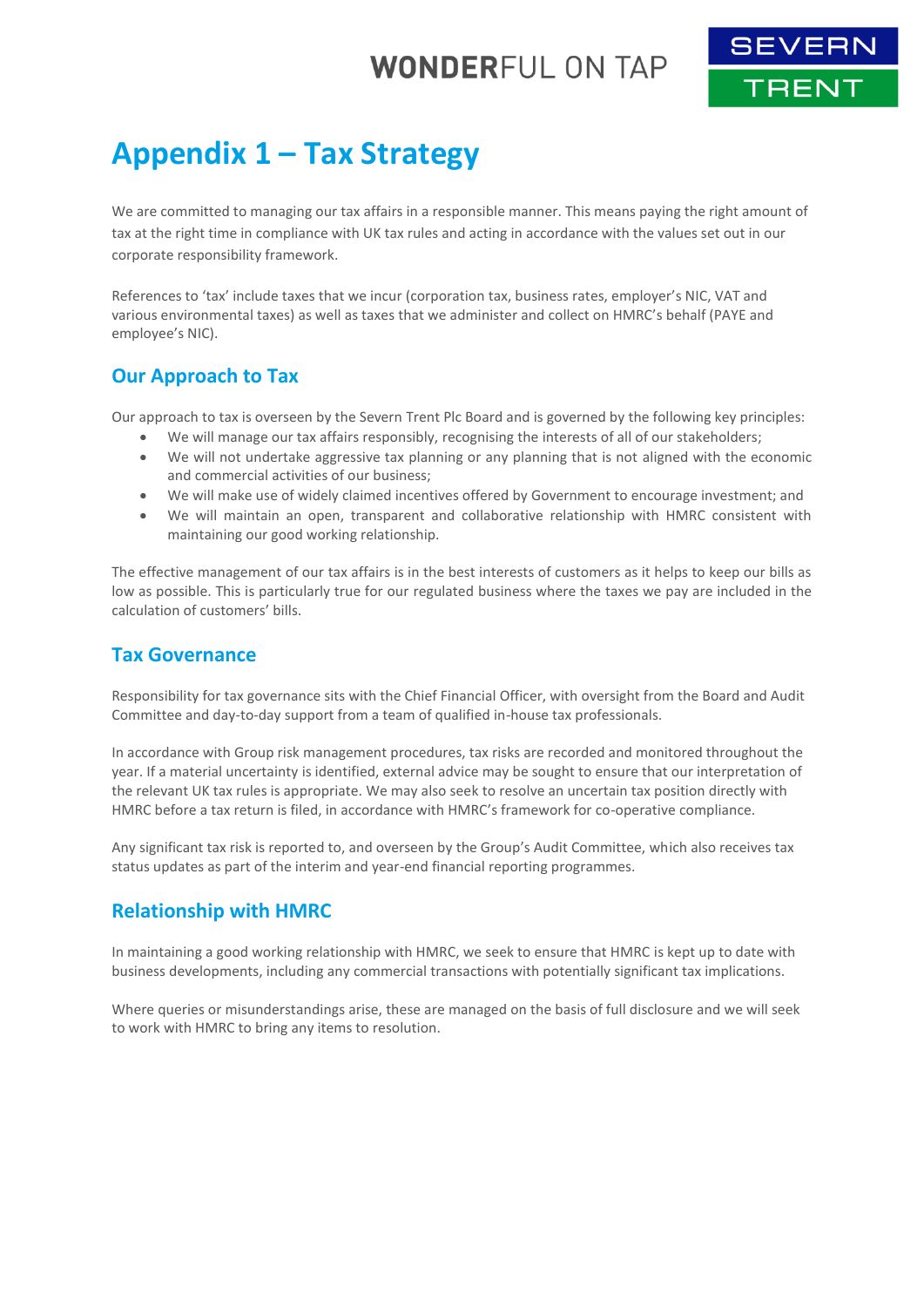# Appendix 1 – Tax Strategy

We are committed to managing our tax affairs in a responsible manner. This means paying the right amount of tax at the right time in compliance with UK tax rules and acting in accordance with the values set out in our corporate responsibility framework.

References to 'tax' include taxes that we incur (corporation tax, business rates, employer's NIC, VAT and various environmental taxes) as well as taxes that we administer and collect on HMRC's behalf (PAYE and employee's NIC).

## Our Approach to Tax

Our approach to tax is overseen by the Severn Trent Plc Board and is governed by the following key principles:

- We will manage our tax affairs responsibly, recognising the interests of all of our stakeholders;
- We will not undertake aggressive tax planning or any planning that is not aligned with the economic and commercial activities of our business;
- We will make use of widely claimed incentives offered by Government to encourage investment; and
- We will maintain an open, transparent and collaborative relationship with HMRC consistent with maintaining our good working relationship.

The effective management of our tax affairs is in the best interests of customers as it helps to keep our bills as low as possible. This is particularly true for our regulated business where the taxes we pay are included in the calculation of customers' bills.

## Tax Governance

Responsibility for tax governance sits with the Chief Financial Officer, with oversight from the Board and Audit Committee and day-to-day support from a team of qualified in-house tax professionals.

In accordance with Group risk management procedures, tax risks are recorded and monitored throughout the year. If a material uncertainty is identified, external advice may be sought to ensure that our interpretation of the relevant UK tax rules is appropriate. We may also seek to resolve an uncertain tax position directly with HMRC before a tax return is filed, in accordance with HMRC's framework for co-operative compliance.

Any significant tax risk is reported to, and overseen by the Group's Audit Committee, which also receives tax status updates as part of the interim and year-end financial reporting programmes.

## Relationship with HMRC

In maintaining a good working relationship with HMRC, we seek to ensure that HMRC is kept up to date with business developments, including any commercial transactions with potentially significant tax implications.

Where queries or misunderstandings arise, these are managed on the basis of full disclosure and we will seek to work with HMRC to bring any items to resolution.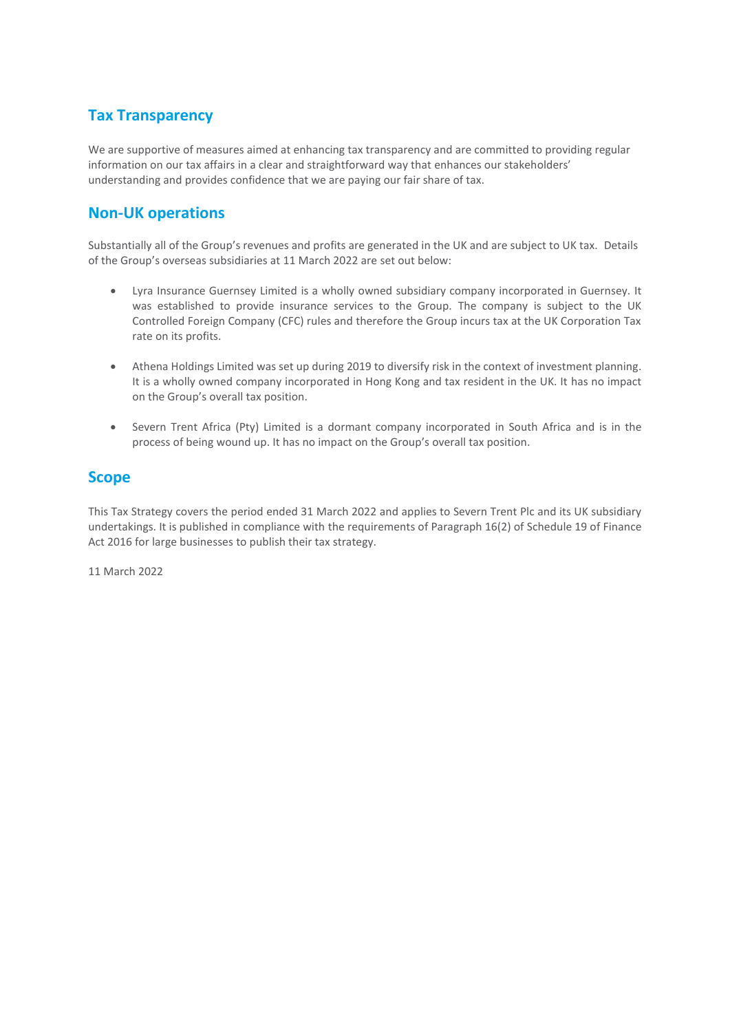## Tax Transparency

We are supportive of measures aimed at enhancing tax transparency and are committed to providing regular information on our tax affairs in a clear and straightforward way that enhances our stakeholders' understanding and provides confidence that we are paying our fair share of tax.

## Non-UK operations

Substantially all of the Group's revenues and profits are generated in the UK and are subject to UK tax. Details of the Group's overseas subsidiaries at 11 March 2022 are set out below:

- Lyra Insurance Guernsey Limited is a wholly owned subsidiary company incorporated in Guernsey. It was established to provide insurance services to the Group. The company is subject to the UK Controlled Foreign Company (CFC) rules and therefore the Group incurs tax at the UK Corporation Tax rate on its profits.
- Athena Holdings Limited was set up during 2019 to diversify risk in the context of investment planning. It is a wholly owned company incorporated in Hong Kong and tax resident in the UK. It has no impact on the Group's overall tax position.
- Severn Trent Africa (Pty) Limited is a dormant company incorporated in South Africa and is in the process of being wound up. It has no impact on the Group's overall tax position.

## Scope

This Tax Strategy covers the period ended 31 March 2022 and applies to Severn Trent Plc and its UK subsidiary undertakings. It is published in compliance with the requirements of Paragraph 16(2) of Schedule 19 of Finance Act 2016 for large businesses to publish their tax strategy.

11 March 2022